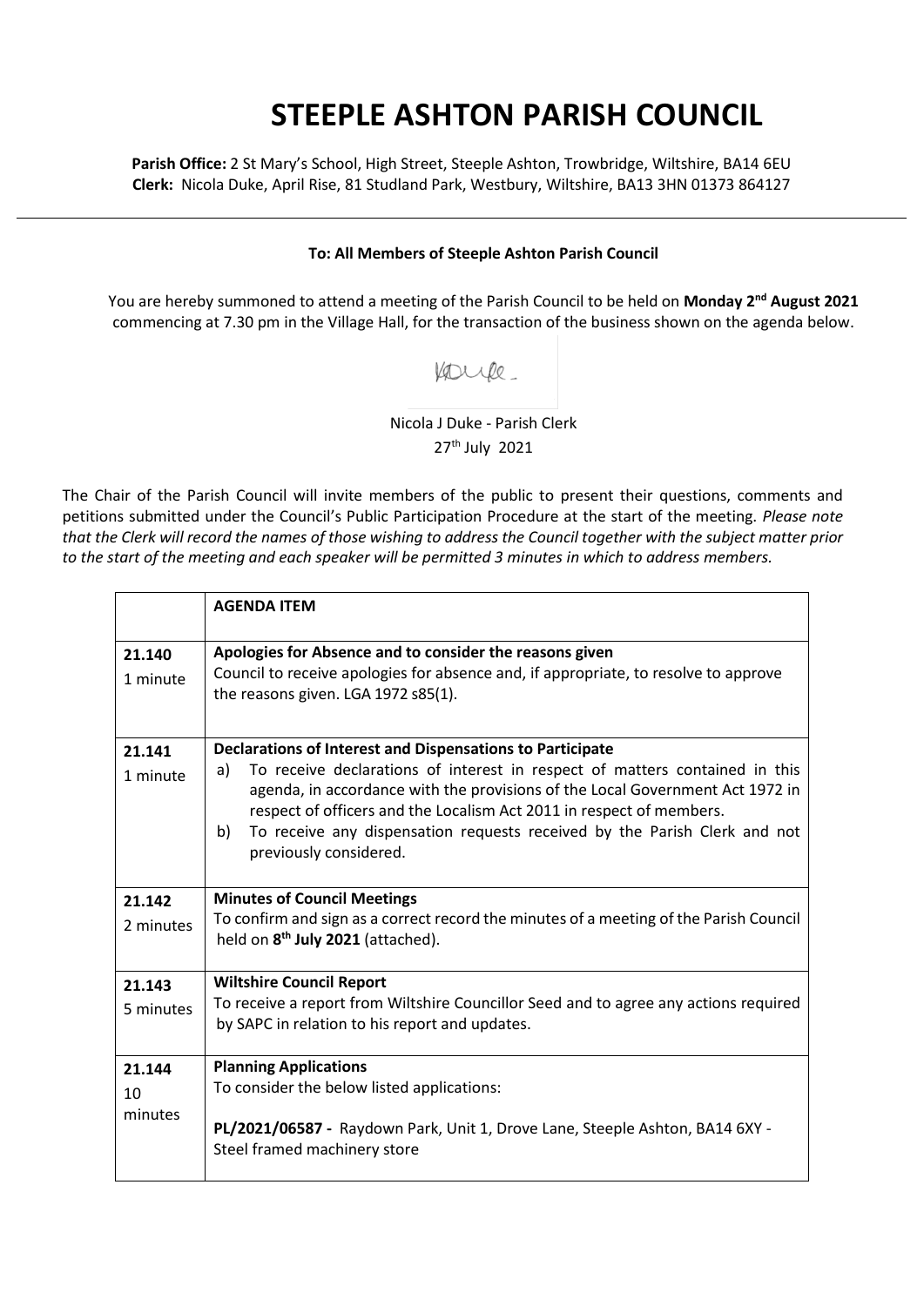# STEEPLE ASHTON PARISH COUNCIL

**Parish Office:** 2 St Mary's School, High Street, Steeple Ashton, Trowbridge, Wiltshire, BA14 6EU
**Clerk:** Nicola Duke, April Rise, 81 Studland Park, Westbury, Wiltshire, BA13 3HN 01373 864127

**To: All Members of Steeple Ashton Parish Council**

You are hereby summoned to attend a meeting of the Parish Council to be held on **Monday 2nd August 2021** commencing at 7.30 pm in the Village Hall, for the transaction of the business shown on the agenda below.

Nicola J Duke - Parish Clerk
27th July 2021

The Chair of the Parish Council will invite members of the public to present their questions, comments and petitions submitted under the Council's Public Participation Procedure at the start of the meeting. *Please note that the Clerk will record the names of those wishing to address the Council together with the subject matter prior to the start of the meeting and each speaker will be permitted 3 minutes in which to address members.*

| | **AGENDA ITEM** |
|---|---|
| **21.140** 1 minute | **Apologies for Absence and to consider the reasons given** Council to receive apologies for absence and, if appropriate, to resolve to approve the reasons given. LGA 1972 s85(1). |
| **21.141** 1 minute | **Declarations of Interest and Dispensations to Participate** a) To receive declarations of interest in respect of matters contained in this agenda, in accordance with the provisions of the Local Government Act 1972 in respect of officers and the Localism Act 2011 in respect of members. b) To receive any dispensation requests received by the Parish Clerk and not previously considered. |
| **21.142** 2 minutes | **Minutes of Council Meetings** To confirm and sign as a correct record the minutes of a meeting of the Parish Council held on **8th July 2021** (attached). |
| **21.143** 5 minutes | **Wiltshire Council Report** To receive a report from Wiltshire Councillor Seed and to agree any actions required by SAPC in relation to his report and updates. |
| **21.144** 10 minutes | **Planning Applications** To consider the below listed applications: **PL/2021/06587 -** Raydown Park, Unit 1, Drove Lane, Steeple Ashton, BA14 6XY - Steel framed machinery store |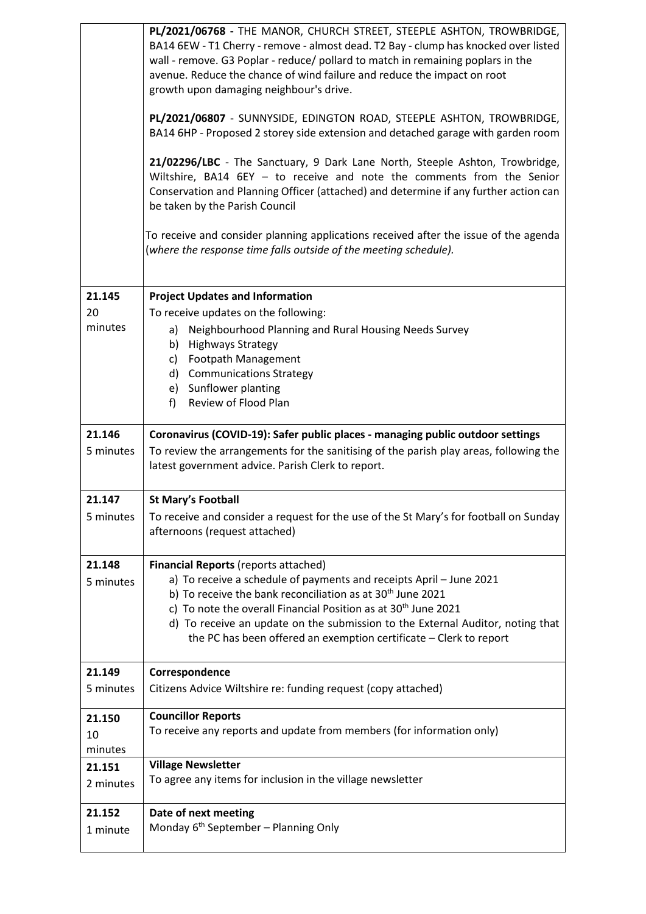| | |
|---|---|
| | **PL/2021/06768 -** THE MANOR, CHURCH STREET, STEEPLE ASHTON, TROWBRIDGE, BA14 6EW - T1 Cherry - remove - almost dead. T2 Bay - clump has knocked over listed wall - remove. G3 Poplar - reduce/ pollard to match in remaining poplars in the avenue. Reduce the chance of wind failure and reduce the impact on root growth upon damaging neighbour's drive.<br><br>**PL/2021/06807** - SUNNYSIDE, EDINGTON ROAD, STEEPLE ASHTON, TROWBRIDGE, BA14 6HP - Proposed 2 storey side extension and detached garage with garden room<br><br>**21/02296/LBC** - The Sanctuary, 9 Dark Lane North, Steeple Ashton, Trowbridge, Wiltshire, BA14 6EY – to receive and note the comments from the Senior Conservation and Planning Officer (attached) and determine if any further action can be taken by the Parish Council<br><br>To receive and consider planning applications received after the issue of the agenda (*where the response time falls outside of the meeting schedule).* |
| 21.145<br>20 minutes | **Project Updates and Information**<br>To receive updates on the following:<br>a) Neighbourhood Planning and Rural Housing Needs Survey<br>b) Highways Strategy<br>c) Footpath Management<br>d) Communications Strategy<br>e) Sunflower planting<br>f) Review of Flood Plan |
| 21.146<br>5 minutes | **Coronavirus (COVID-19): Safer public places - managing public outdoor settings**<br>To review the arrangements for the sanitising of the parish play areas, following the latest government advice. Parish Clerk to report. |
| 21.147<br>5 minutes | **St Mary's Football**<br>To receive and consider a request for the use of the St Mary's for football on Sunday afternoons (request attached) |
| 21.148<br>5 minutes | **Financial Reports** (reports attached)<br>a) To receive a schedule of payments and receipts April – June 2021<br>b) To receive the bank reconciliation as at 30th June 2021<br>c) To note the overall Financial Position as at 30th June 2021<br>d) To receive an update on the submission to the External Auditor, noting that the PC has been offered an exemption certificate – Clerk to report |
| 21.149<br>5 minutes | **Correspondence**<br>Citizens Advice Wiltshire re: funding request (copy attached) |
| 21.150<br>10 minutes | **Councillor Reports**<br>To receive any reports and update from members (for information only) |
| 21.151<br>2 minutes | **Village Newsletter**<br>To agree any items for inclusion in the village newsletter |
| 21.152<br>1 minute | **Date of next meeting**<br>Monday 6th September – Planning Only |